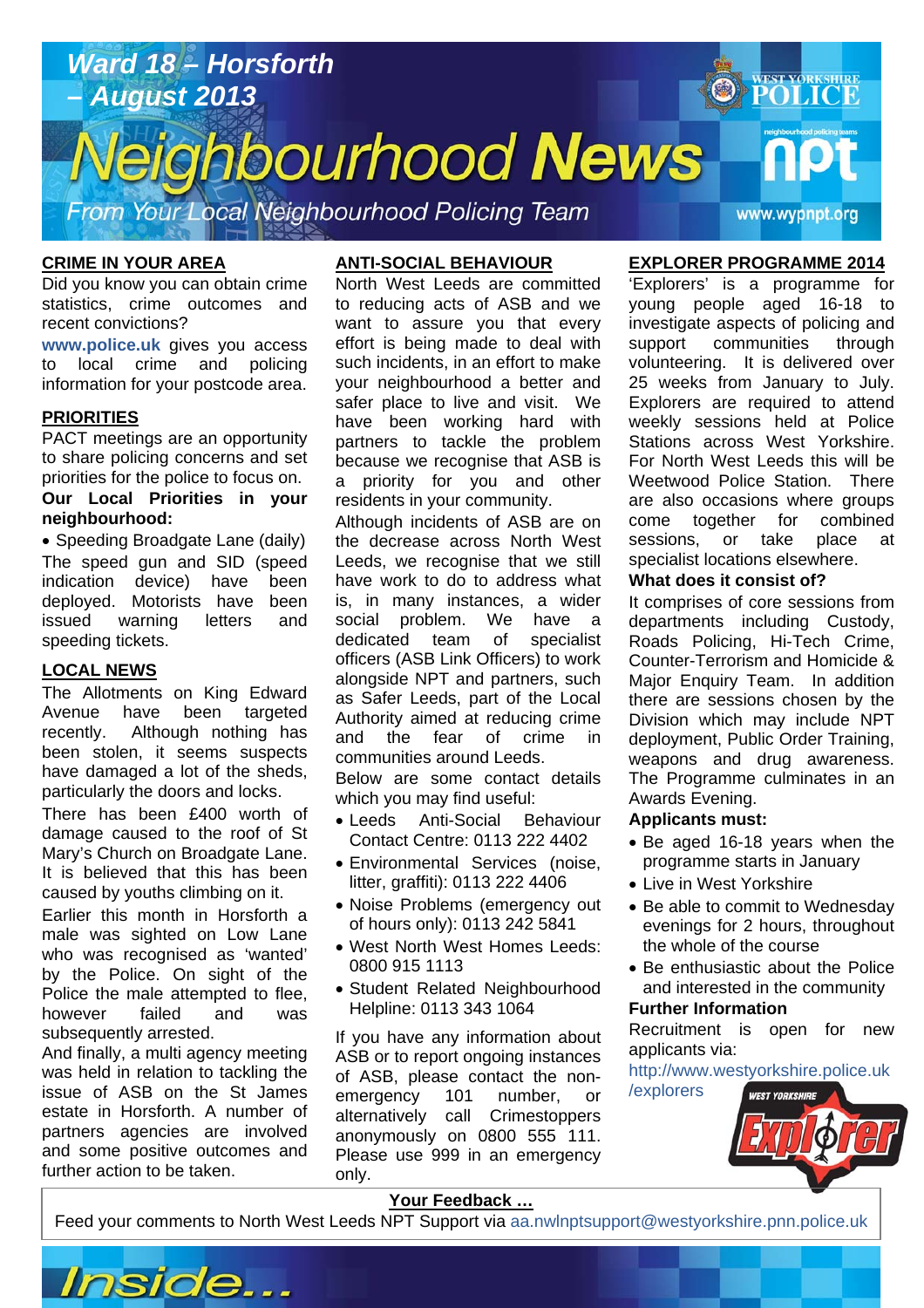# Ward 18 – Horsforth – August 2013

# Neighbourhood News

*From Your Local Neighbourhood Policing Team*

www.wypnpt.org

## CRIME IN YOUR AREA

Did you know you can obtain crime statistics, crime outcomes and recent convictions?

**www.police.uk** gives you access to local crime and policing information for your postcode area.

## PRIORITIES

PACT meetings are an opportunity to share policing concerns and set priorities for the police to focus on.

**Our Local Priorities in your neighbourhood:**

- Speeding Broadgate Lane (daily)

The speed gun and SID (speed indication device) have been deployed. Motorists have been issued warning letters and speeding tickets.

## LOCAL NEWS

The Allotments on King Edward Avenue have been targeted recently. Although nothing has been stolen, it seems suspects have damaged a lot of the sheds, particularly the doors and locks.

There has been £400 worth of damage caused to the roof of St Mary's Church on Broadgate Lane. It is believed that this has been caused by youths climbing on it.

Earlier this month in Horsforth a male was sighted on Low Lane who was recognised as 'wanted' by the Police. On sight of the Police the male attempted to flee, however failed and was subsequently arrested.

And finally, a multi agency meeting was held in relation to tackling the issue of ASB on the St James estate in Horsforth. A number of partners agencies are involved and some positive outcomes and further action to be taken.

## ANTI-SOCIAL BEHAVIOUR

North West Leeds are committed to reducing acts of ASB and we want to assure you that every effort is being made to deal with such incidents, in an effort to make your neighbourhood a better and safer place to live and visit. We have been working hard with partners to tackle the problem because we recognise that ASB is a priority for you and other residents in your community.

Although incidents of ASB are on the decrease across North West Leeds, we recognise that we still have work to do to address what is, in many instances, a wider social problem. We have a dedicated team of specialist officers (ASB Link Officers) to work alongside NPT and partners, such as Safer Leeds, part of the Local Authority aimed at reducing crime and the fear of crime in communities around Leeds.

Below are some contact details which you may find useful:

- Leeds Anti-Social Behaviour Contact Centre: 0113 222 4402
- Environmental Services (noise, litter, graffiti): 0113 222 4406
- Noise Problems (emergency out of hours only): 0113 242 5841
- West North West Homes Leeds: 0800 915 1113
- Student Related Neighbourhood Helpline: 0113 343 1064

If you have any information about ASB or to report ongoing instances of ASB, please contact the non-emergency 101 number, or alternatively call Crimestoppers anonymously on 0800 555 111. Please use 999 in an emergency only.

## EXPLORER PROGRAMME 2014

'Explorers' is a programme for young people aged 16-18 to investigate aspects of policing and support communities through volunteering. It is delivered over 25 weeks from January to July. Explorers are required to attend weekly sessions held at Police Stations across West Yorkshire. For North West Leeds this will be Weetwood Police Station. There are also occasions where groups come together for combined sessions, or take place at specialist locations elsewhere.

**What does it consist of?**

It comprises of core sessions from departments including Custody, Roads Policing, Hi-Tech Crime, Counter-Terrorism and Homicide & Major Enquiry Team. In addition there are sessions chosen by the Division which may include NPT deployment, Public Order Training, weapons and drug awareness. The Programme culminates in an Awards Evening.

**Applicants must:**

- Be aged 16-18 years when the programme starts in January
- Live in West Yorkshire
- Be able to commit to Wednesday evenings for 2 hours, throughout the whole of the course
- Be enthusiastic about the Police and interested in the community

**Further Information**

Recruitment is open for new applicants via:

http://www.westyorkshire.police.uk/explorers

**Your Feedback …**

Feed your comments to North West Leeds NPT Support via aa.nwlnptsupport@westyorkshire.pnn.police.uk

*Inside...*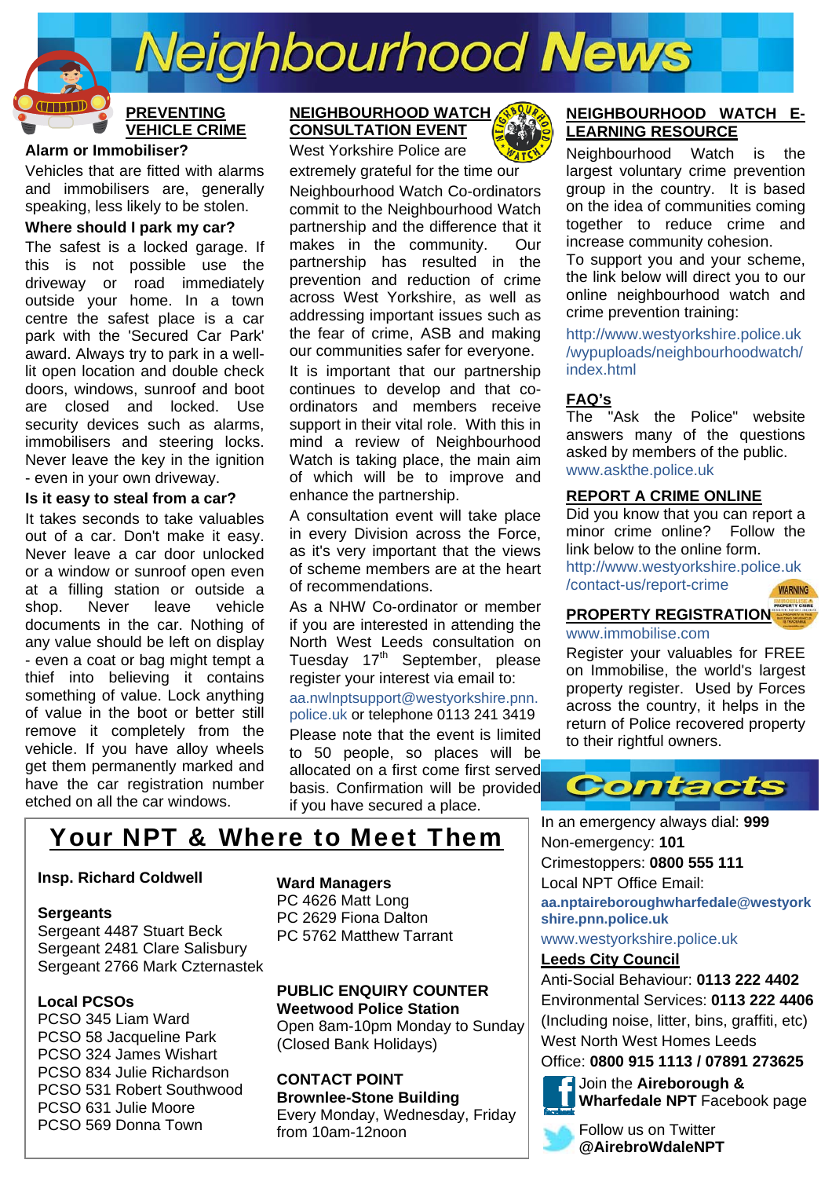# Neighbourhood News

## PREVENTING VEHICLE CRIME

**Alarm or Immobiliser?**

Vehicles that are fitted with alarms and immobilisers are, generally speaking, less likely to be stolen.

**Where should I park my car?**

The safest is a locked garage. If this is not possible use the driveway or road immediately outside your home. In a town centre the safest place is a car park with the 'Secured Car Park' award. Always try to park in a well-lit open location and double check doors, windows, sunroof and boot are closed and locked. Use security devices such as alarms, immobilisers and steering locks. Never leave the key in the ignition - even in your own driveway.

**Is it easy to steal from a car?**

It takes seconds to take valuables out of a car. Don't make it easy. Never leave a car door unlocked or a window or sunroof open even at a filling station or outside a shop. Never leave vehicle documents in the car. Nothing of any value should be left on display - even a coat or bag might tempt a thief into believing it contains something of value. Lock anything of value in the boot or better still remove it completely from the vehicle. If you have alloy wheels get them permanently marked and have the car registration number etched on all the car windows.

## NEIGHBOURHOOD WATCH CONSULTATION EVENT

West Yorkshire Police are extremely grateful for the time our Neighbourhood Watch Co-ordinators commit to the Neighbourhood Watch partnership and the difference that it makes in the community. Our partnership has resulted in the prevention and reduction of crime across West Yorkshire, as well as addressing important issues such as the fear of crime, ASB and making our communities safer for everyone.

It is important that our partnership continues to develop and that co-ordinators and members receive support in their vital role. With this in mind a review of Neighbourhood Watch is taking place, the main aim of which will be to improve and enhance the partnership.

A consultation event will take place in every Division across the Force, as it's very important that the views of scheme members are at the heart of recommendations.

As a NHW Co-ordinator or member if you are interested in attending the North West Leeds consultation on Tuesday 17th September, please register your interest via email to: aa.nwlnptsupport@westyorkshire.pnn.police.uk or telephone 0113 241 3419

Please note that the event is limited to 50 people, so places will be allocated on a first come first served basis. Confirmation will be provided if you have secured a place.

## NEIGHBOURHOOD WATCH E-LEARNING RESOURCE

Neighbourhood Watch is the largest voluntary crime prevention group in the country. It is based on the idea of communities coming together to reduce crime and increase community cohesion.

To support you and your scheme, the link below will direct you to our online neighbourhood watch and crime prevention training:

http://www.westyorkshire.police.uk/wypuploads/neighbourhoodwatch/index.html

## FAQ's

The "Ask the Police" website answers many of the questions asked by members of the public.

www.askthe.police.uk

## REPORT A CRIME ONLINE

Did you know that you can report a minor crime online? Follow the link below to the online form.

http://www.westyorkshire.police.uk/contact-us/report-crime

## PROPERTY REGISTRATION

www.immobilise.com

Register your valuables for FREE on Immobilise, the world's largest property register. Used by Forces across the country, it helps in the return of Police recovered property to their rightful owners.

## Your NPT & Where to Meet Them

**Insp. Richard Coldwell**

**Sergeants**
Sergeant 4487 Stuart Beck
Sergeant 2481 Clare Salisbury
Sergeant 2766 Mark Czternastek

**Local PCSOs**
PCSO 345 Liam Ward
PCSO 58 Jacqueline Park
PCSO 324 James Wishart
PCSO 834 Julie Richardson
PCSO 531 Robert Southwood
PCSO 631 Julie Moore
PCSO 569 Donna Town

**Ward Managers**
PC 4626 Matt Long
PC 2629 Fiona Dalton
PC 5762 Matthew Tarrant

**PUBLIC ENQUIRY COUNTER**
**Weetwood Police Station**
Open 8am-10pm Monday to Sunday
(Closed Bank Holidays)

**CONTACT POINT**
**Brownlee-Stone Building**
Every Monday, Wednesday, Friday from 10am-12noon

## Contacts

In an emergency always dial: **999**
Non-emergency: **101**
Crimestoppers: **0800 555 111**
Local NPT Office Email:
**aa.nptaireboroughwharfedale@westyorkshire.pnn.police.uk**
www.westyorkshire.police.uk

**Leeds City Council**
Anti-Social Behaviour: **0113 222 4402**
Environmental Services: **0113 222 4406**
(Including noise, litter, bins, graffiti, etc)
West North West Homes Leeds
Office: **0800 915 1113 / 07891 273625**

Join the **Aireborough & Wharfedale NPT** Facebook page

Follow us on Twitter **@AirebroWdaleNPT**